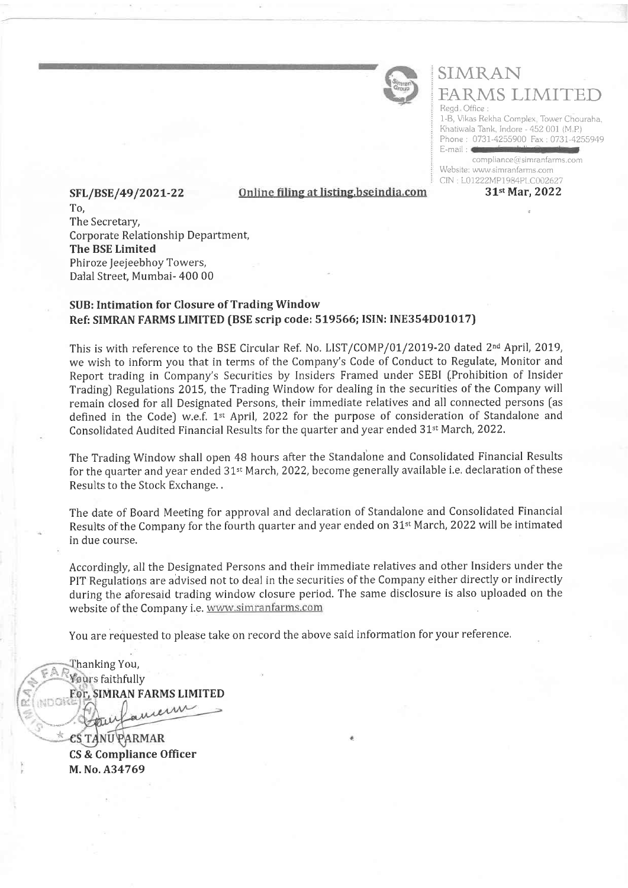# SIMRAN FARMS LIMITED

Regd. Office :
1-B, Vikas Rekha Complex, Tower Chouraha,
Khatiwala Tank, Indore - 452 001 (M.P.)
Phone : 0731-4255900 Fax : 0731-4255949
E-mail :
compliance@simranfarms.com
Website: www.simranfarms.com
CIN : L01222MP1984PLC002627

**SFL/BSE/49/2021-22** Online filing at listing.bseindia.com **31st Mar, 2022**

To,
The Secretary,
Corporate Relationship Department,
**The BSE Limited**
Phiroze Jeejeebhoy Towers,
Dalal Street, Mumbai- 400 00

**SUB: Intimation for Closure of Trading Window**
**Ref: SIMRAN FARMS LIMITED (BSE scrip code: 519566; ISIN: INE354D01017)**

This is with reference to the BSE Circular Ref. No. LIST/COMP/01/2019-20 dated 2nd April, 2019, we wish to inform you that in terms of the Company's Code of Conduct to Regulate, Monitor and Report trading in Company's Securities by Insiders Framed under SEBI (Prohibition of Insider Trading) Regulations 2015, the Trading Window for dealing in the securities of the Company will remain closed for all Designated Persons, their immediate relatives and all connected persons (as defined in the Code) w.e.f. 1st April, 2022 for the purpose of consideration of Standalone and Consolidated Audited Financial Results for the quarter and year ended 31st March, 2022.

The Trading Window shall open 48 hours after the Standalone and Consolidated Financial Results for the quarter and year ended 31st March, 2022, become generally available i.e. declaration of these Results to the Stock Exchange. .

The date of Board Meeting for approval and declaration of Standalone and Consolidated Financial Results of the Company for the fourth quarter and year ended on 31st March, 2022 will be intimated in due course.

Accordingly, all the Designated Persons and their immediate relatives and other Insiders under the PIT Regulations are advised not to deal in the securities of the Company either directly or indirectly during the aforesaid trading window closure period. The same disclosure is also uploaded on the website of the Company i.e. www.simranfarms.com

You are requested to please take on record the above said information for your reference.

Thanking You,
Yours faithfully
**For, SIMRAN FARMS LIMITED**

**CS TANU PARMAR**
**CS & Compliance Officer**
**M. No. A34769**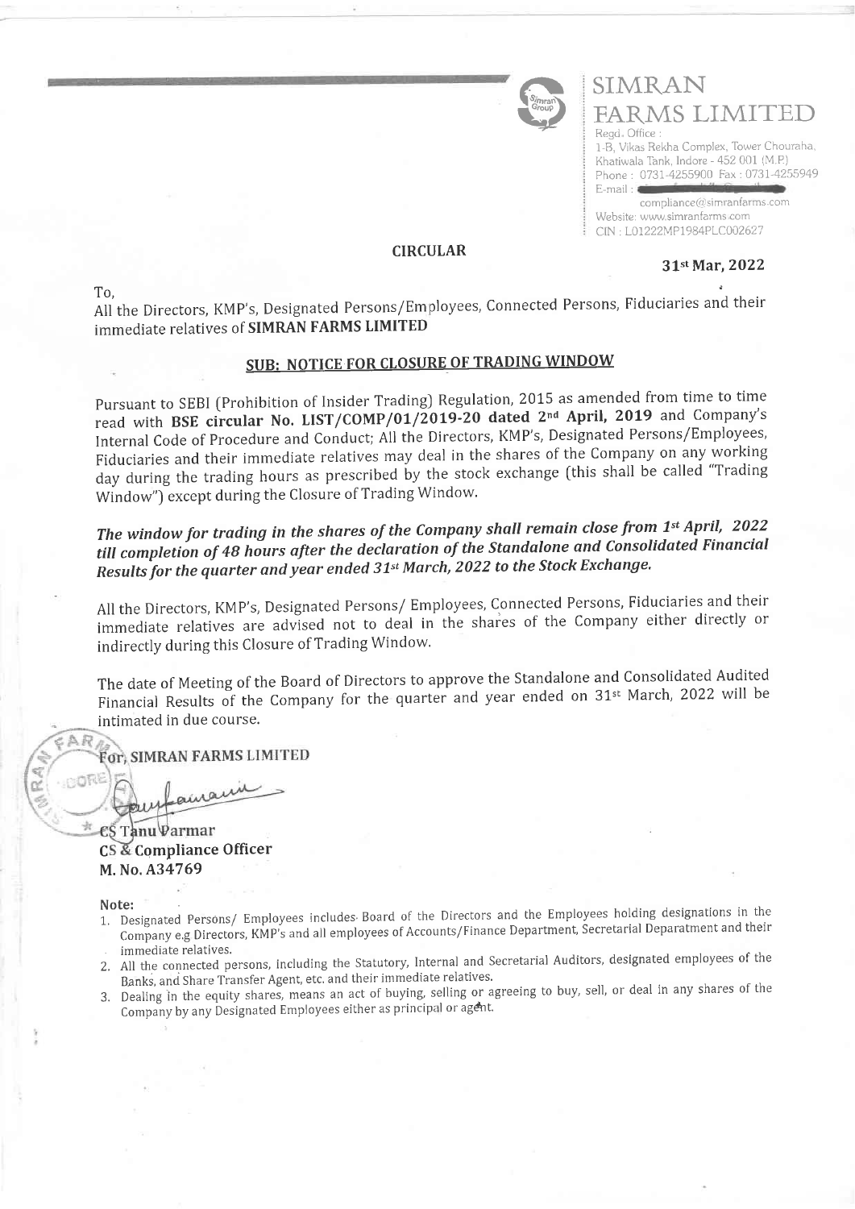# SIMRAN FARMS LIMITED

Regd. Office :
1-B, Vikas Rekha Complex, Tower Chouraha, Khatiwala Tank, Indore - 452 001 (M.P.)
Phone : 0731-4255900 Fax : 0731-4255949
E-mail :
compliance@simranfarms.com
Website: www.simranfarms.com
CIN : L01222MP1984PLC002627

## CIRCULAR

**31st Mar, 2022**

To,
All the Directors, KMP's, Designated Persons/Employees, Connected Persons, Fiduciaries and their immediate relatives of **SIMRAN FARMS LIMITED**

### SUB: NOTICE FOR CLOSURE OF TRADING WINDOW

Pursuant to SEBI (Prohibition of Insider Trading) Regulation, 2015 as amended from time to time read with **BSE circular No. LIST/COMP/01/2019-20 dated 2nd April, 2019** and Company's Internal Code of Procedure and Conduct; All the Directors, KMP's, Designated Persons/Employees, Fiduciaries and their immediate relatives may deal in the shares of the Company on any working day during the trading hours as prescribed by the stock exchange (this shall be called "Trading Window") except during the Closure of Trading Window.

***The window for trading in the shares of the Company shall remain close from 1st April, 2022 till completion of 48 hours after the declaration of the Standalone and Consolidated Financial Results for the quarter and year ended 31st March, 2022 to the Stock Exchange.***

All the Directors, KMP's, Designated Persons/ Employees, Connected Persons, Fiduciaries and their immediate relatives are advised not to deal in the shares of the Company either directly or indirectly during this Closure of Trading Window.

The date of Meeting of the Board of Directors to approve the Standalone and Consolidated Audited Financial Results of the Company for the quarter and year ended on 31st March, 2022 will be intimated in due course.

**For, SIMRAN FARMS LIMITED**

**CS Tanu Parmar**
**CS & Compliance Officer**
**M. No. A34769**

**Note:**

1. Designated Persons/ Employees includes Board of the Directors and the Employees holding designations in the Company e.g Directors, KMP's and all employees of Accounts/Finance Department, Secretarial Deparatment and their immediate relatives.
2. All the connected persons, including the Statutory, Internal and Secretarial Auditors, designated employees of the Banks, and Share Transfer Agent, etc. and their immediate relatives.
3. Dealing in the equity shares, means an act of buying, selling or agreeing to buy, sell, or deal in any shares of the Company by any Designated Employees either as principal or agent.